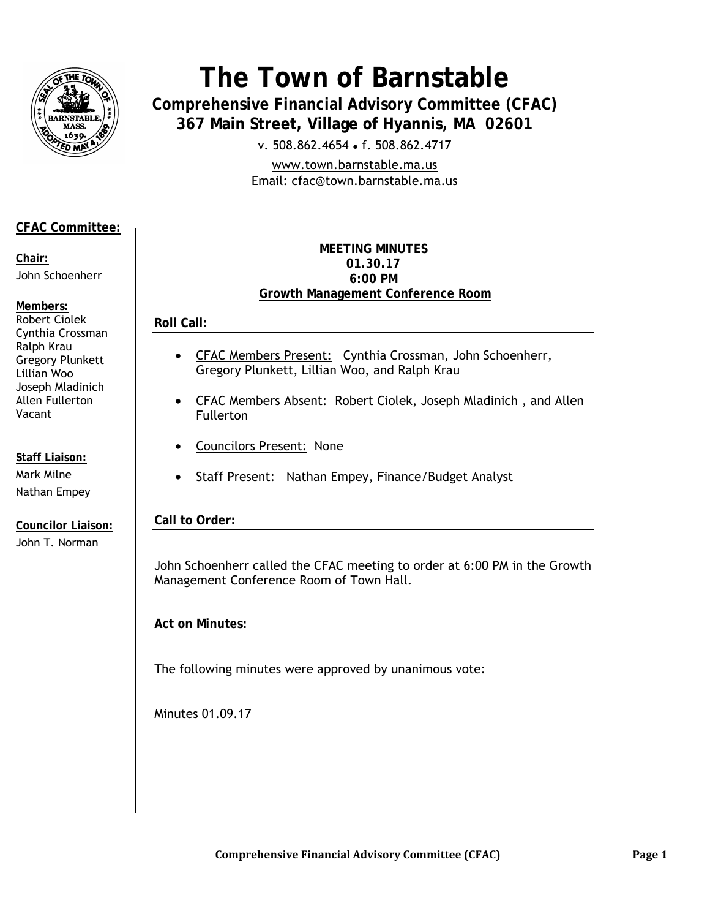# The Town of Barnstable

## Comprehensive Financial Advisory Committee (CFAC)

### 367 Main Street, Village of Hyannis, MA 02601

v. 508.862.4654 • f. 508.862.4717

www.town.barnstable.ma.us

Email: cfac@town.barnstable.ma.us

**CFAC Committee:**

**Chair:**
John Schoenherr

**Members:**
Robert Ciolek
Cynthia Crossman
Ralph Krau
Gregory Plunkett
Lillian Woo
Joseph Mladinich
Allen Fullerton
Vacant

**Staff Liaison:**
Mark Milne
Nathan Empey

**Councilor Liaison:**
John T. Norman

**MEETING MINUTES**
**01.30.17**
**6:00 PM**
**Growth Management Conference Room**

### Roll Call:

- CFAC Members Present: Cynthia Crossman, John Schoenherr, Gregory Plunkett, Lillian Woo, and Ralph Krau
- CFAC Members Absent: Robert Ciolek, Joseph Mladinich , and Allen Fullerton
- Councilors Present: None
- Staff Present: Nathan Empey, Finance/Budget Analyst

### Call to Order:

John Schoenherr called the CFAC meeting to order at 6:00 PM in the Growth Management Conference Room of Town Hall.

### Act on Minutes:

The following minutes were approved by unanimous vote:

Minutes 01.09.17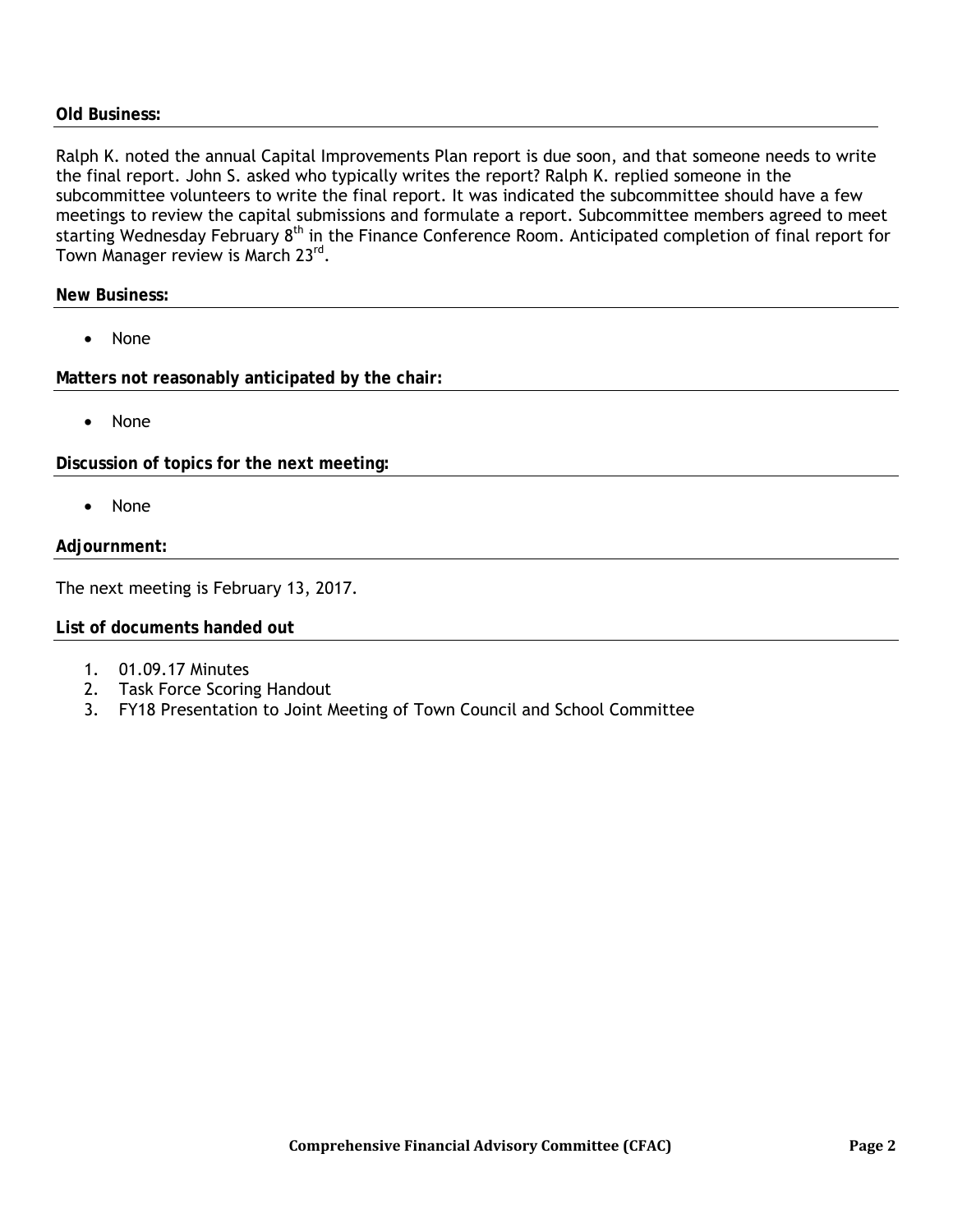**Old Business:**

Ralph K. noted the annual Capital Improvements Plan report is due soon, and that someone needs to write the final report. John S. asked who typically writes the report? Ralph K. replied someone in the subcommittee volunteers to write the final report. It was indicated the subcommittee should have a few meetings to review the capital submissions and formulate a report. Subcommittee members agreed to meet starting Wednesday February 8th in the Finance Conference Room. Anticipated completion of final report for Town Manager review is March 23rd.

**New Business:**

- None

**Matters not reasonably anticipated by the chair:**

- None

**Discussion of topics for the next meeting:**

- None

**Adjournment:**

The next meeting is February 13, 2017.

**List of documents handed out**

1. 01.09.17 Minutes
2. Task Force Scoring Handout
3. FY18 Presentation to Joint Meeting of Town Council and School Committee